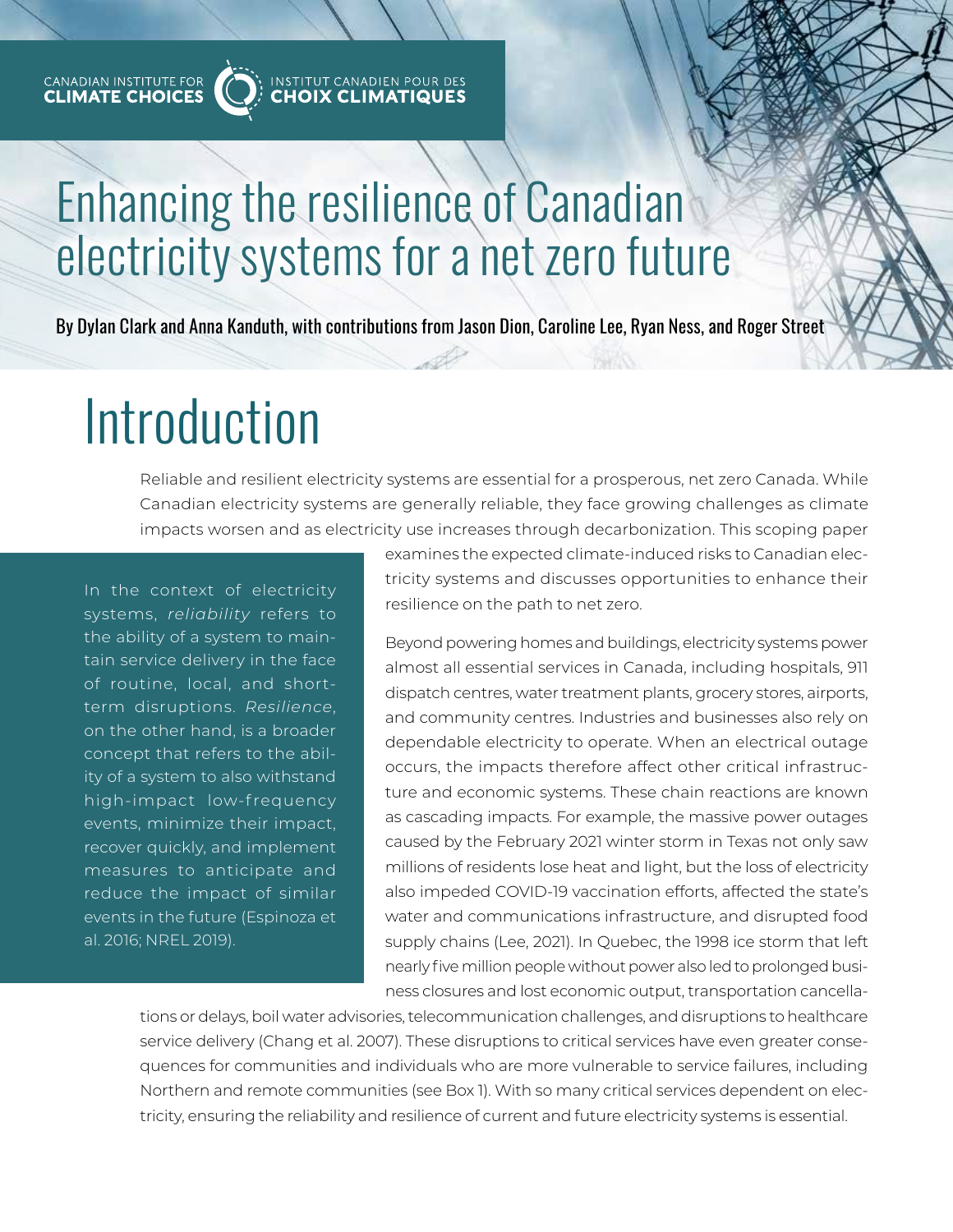CANADIAN INSTITUTE FOR **CLIMATE CHOICES** | INSTITUT CANADIEN POUR DES **CHOIX CLIMATIQUES**

# Enhancing the resilience of Canadian electricity systems for a net zero future

By Dylan Clark and Anna Kanduth, with contributions from Jason Dion, Caroline Lee, Ryan Ness, and Roger Street

## Introduction

Reliable and resilient electricity systems are essential for a prosperous, net zero Canada. While Canadian electricity systems are generally reliable, they face growing challenges as climate impacts worsen and as electricity use increases through decarbonization. This scoping paper examines the expected climate-induced risks to Canadian electricity systems and discusses opportunities to enhance their resilience on the path to net zero.

> In the context of electricity systems, *reliability* refers to the ability of a system to maintain service delivery in the face of routine, local, and short-term disruptions. *Resilience*, on the other hand, is a broader concept that refers to the ability of a system to also withstand high-impact low-frequency events, minimize their impact, recover quickly, and implement measures to anticipate and reduce the impact of similar events in the future (Espinoza et al. 2016; NREL 2019).

Beyond powering homes and buildings, electricity systems power almost all essential services in Canada, including hospitals, 911 dispatch centres, water treatment plants, grocery stores, airports, and community centres. Industries and businesses also rely on dependable electricity to operate. When an electrical outage occurs, the impacts therefore affect other critical infrastructure and economic systems. These chain reactions are known as cascading impacts. For example, the massive power outages caused by the February 2021 winter storm in Texas not only saw millions of residents lose heat and light, but the loss of electricity also impeded COVID-19 vaccination efforts, affected the state's water and communications infrastructure, and disrupted food supply chains (Lee, 2021). In Quebec, the 1998 ice storm that left nearly five million people without power also led to prolonged business closures and lost economic output, transportation cancellations or delays, boil water advisories, telecommunication challenges, and disruptions to healthcare service delivery (Chang et al. 2007). These disruptions to critical services have even greater consequences for communities and individuals who are more vulnerable to service failures, including Northern and remote communities (see Box 1). With so many critical services dependent on electricity, ensuring the reliability and resilience of current and future electricity systems is essential.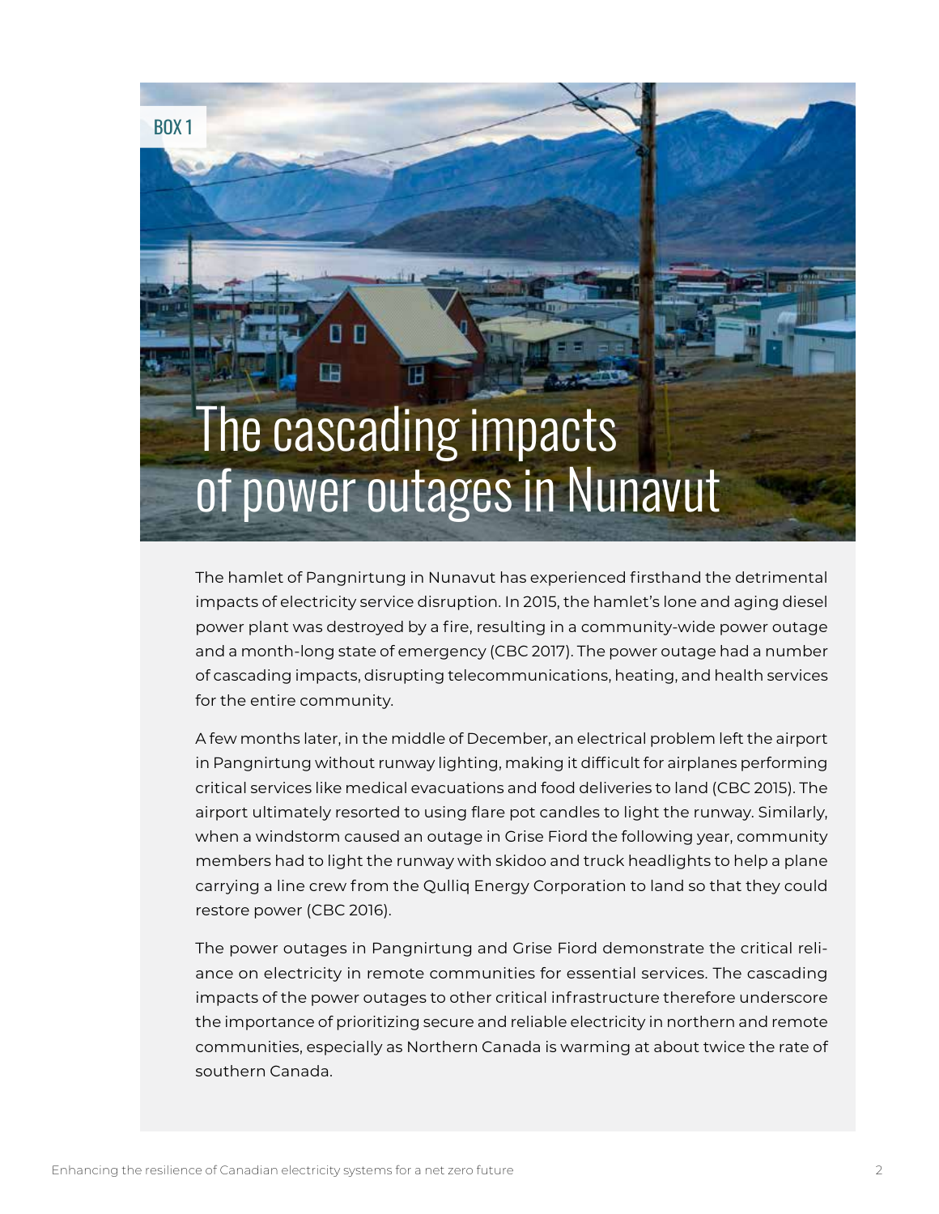BOX 1

# The cascading impacts of power outages in Nunavut

The hamlet of Pangnirtung in Nunavut has experienced firsthand the detrimental impacts of electricity service disruption. In 2015, the hamlet's lone and aging diesel power plant was destroyed by a fire, resulting in a community-wide power outage and a month-long state of emergency (CBC 2017). The power outage had a number of cascading impacts, disrupting telecommunications, heating, and health services for the entire community.

A few months later, in the middle of December, an electrical problem left the airport in Pangnirtung without runway lighting, making it difficult for airplanes performing critical services like medical evacuations and food deliveries to land (CBC 2015). The airport ultimately resorted to using flare pot candles to light the runway. Similarly, when a windstorm caused an outage in Grise Fiord the following year, community members had to light the runway with skidoo and truck headlights to help a plane carrying a line crew from the Qulliq Energy Corporation to land so that they could restore power (CBC 2016).

The power outages in Pangnirtung and Grise Fiord demonstrate the critical reliance on electricity in remote communities for essential services. The cascading impacts of the power outages to other critical infrastructure therefore underscore the importance of prioritizing secure and reliable electricity in northern and remote communities, especially as Northern Canada is warming at about twice the rate of southern Canada.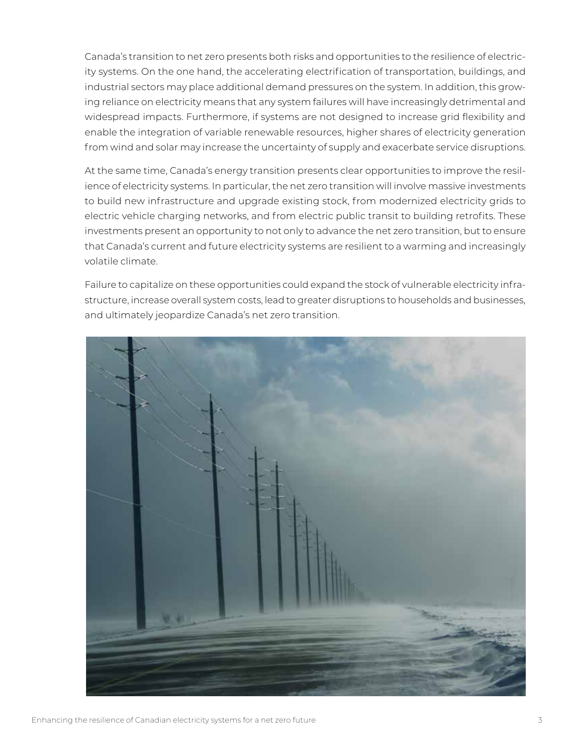Canada's transition to net zero presents both risks and opportunities to the resilience of electricity systems. On the one hand, the accelerating electrification of transportation, buildings, and industrial sectors may place additional demand pressures on the system. In addition, this growing reliance on electricity means that any system failures will have increasingly detrimental and widespread impacts. Furthermore, if systems are not designed to increase grid flexibility and enable the integration of variable renewable resources, higher shares of electricity generation from wind and solar may increase the uncertainty of supply and exacerbate service disruptions.

At the same time, Canada's energy transition presents clear opportunities to improve the resilience of electricity systems. In particular, the net zero transition will involve massive investments to build new infrastructure and upgrade existing stock, from modernized electricity grids to electric vehicle charging networks, and from electric public transit to building retrofits. These investments present an opportunity to not only to advance the net zero transition, but to ensure that Canada's current and future electricity systems are resilient to a warming and increasingly volatile climate.

Failure to capitalize on these opportunities could expand the stock of vulnerable electricity infrastructure, increase overall system costs, lead to greater disruptions to households and businesses, and ultimately jeopardize Canada's net zero transition.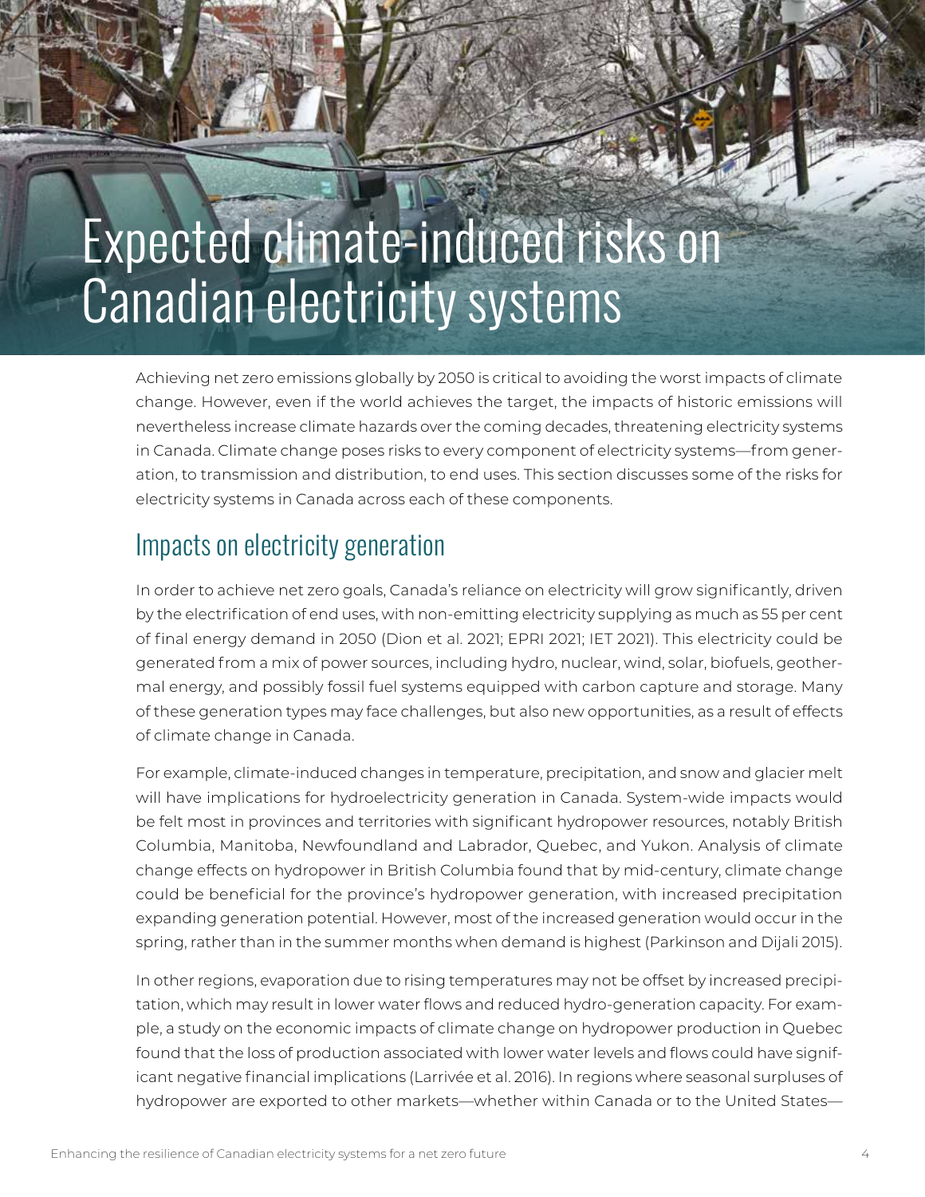# Expected climate-induced risks on Canadian electricity systems

Achieving net zero emissions globally by 2050 is critical to avoiding the worst impacts of climate change. However, even if the world achieves the target, the impacts of historic emissions will nevertheless increase climate hazards over the coming decades, threatening electricity systems in Canada. Climate change poses risks to every component of electricity systems—from generation, to transmission and distribution, to end uses. This section discusses some of the risks for electricity systems in Canada across each of these components.

## Impacts on electricity generation

In order to achieve net zero goals, Canada's reliance on electricity will grow significantly, driven by the electrification of end uses, with non-emitting electricity supplying as much as 55 per cent of final energy demand in 2050 (Dion et al. 2021; EPRI 2021; IET 2021). This electricity could be generated from a mix of power sources, including hydro, nuclear, wind, solar, biofuels, geothermal energy, and possibly fossil fuel systems equipped with carbon capture and storage. Many of these generation types may face challenges, but also new opportunities, as a result of effects of climate change in Canada.

For example, climate-induced changes in temperature, precipitation, and snow and glacier melt will have implications for hydroelectricity generation in Canada. System-wide impacts would be felt most in provinces and territories with significant hydropower resources, notably British Columbia, Manitoba, Newfoundland and Labrador, Quebec, and Yukon. Analysis of climate change effects on hydropower in British Columbia found that by mid-century, climate change could be beneficial for the province's hydropower generation, with increased precipitation expanding generation potential. However, most of the increased generation would occur in the spring, rather than in the summer months when demand is highest (Parkinson and Dijali 2015).

In other regions, evaporation due to rising temperatures may not be offset by increased precipitation, which may result in lower water flows and reduced hydro-generation capacity. For example, a study on the economic impacts of climate change on hydropower production in Quebec found that the loss of production associated with lower water levels and flows could have significant negative financial implications (Larrivée et al. 2016). In regions where seasonal surpluses of hydropower are exported to other markets—whether within Canada or to the United States—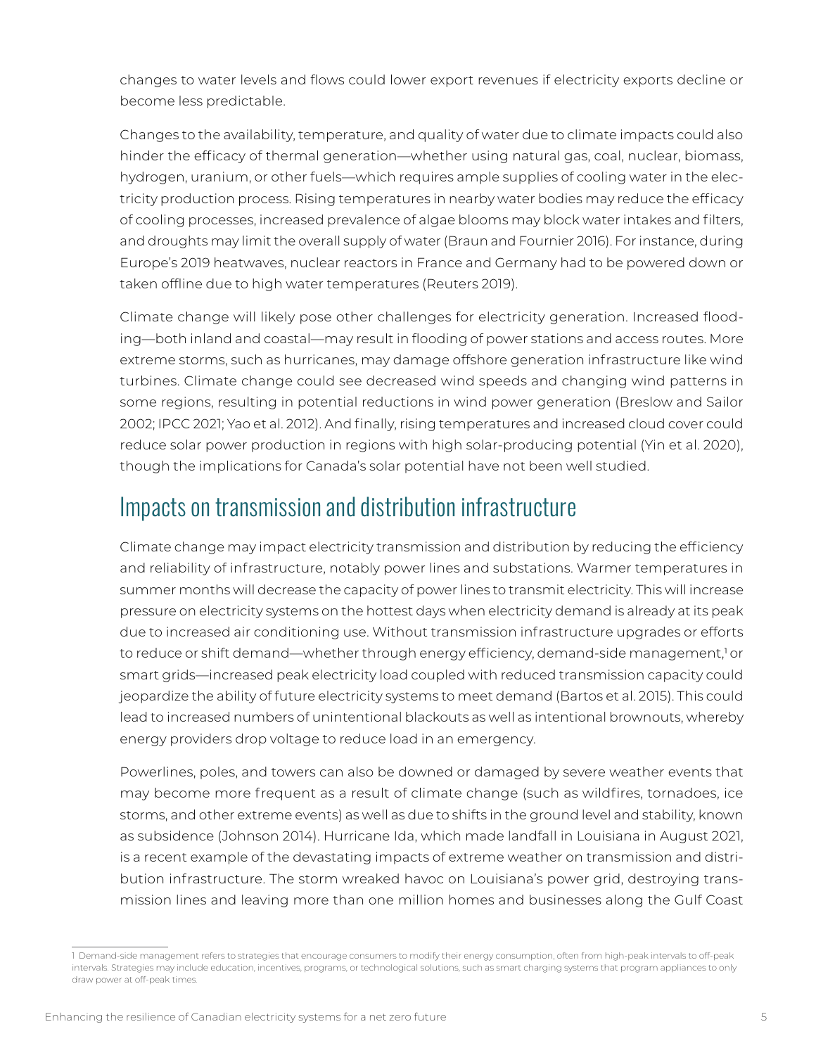changes to water levels and flows could lower export revenues if electricity exports decline or become less predictable.

Changes to the availability, temperature, and quality of water due to climate impacts could also hinder the efficacy of thermal generation—whether using natural gas, coal, nuclear, biomass, hydrogen, uranium, or other fuels—which requires ample supplies of cooling water in the electricity production process. Rising temperatures in nearby water bodies may reduce the efficacy of cooling processes, increased prevalence of algae blooms may block water intakes and filters, and droughts may limit the overall supply of water (Braun and Fournier 2016). For instance, during Europe's 2019 heatwaves, nuclear reactors in France and Germany had to be powered down or taken offline due to high water temperatures (Reuters 2019).

Climate change will likely pose other challenges for electricity generation. Increased flooding—both inland and coastal—may result in flooding of power stations and access routes. More extreme storms, such as hurricanes, may damage offshore generation infrastructure like wind turbines. Climate change could see decreased wind speeds and changing wind patterns in some regions, resulting in potential reductions in wind power generation (Breslow and Sailor 2002; IPCC 2021; Yao et al. 2012). And finally, rising temperatures and increased cloud cover could reduce solar power production in regions with high solar-producing potential (Yin et al. 2020), though the implications for Canada's solar potential have not been well studied.

## Impacts on transmission and distribution infrastructure

Climate change may impact electricity transmission and distribution by reducing the efficiency and reliability of infrastructure, notably power lines and substations. Warmer temperatures in summer months will decrease the capacity of power lines to transmit electricity. This will increase pressure on electricity systems on the hottest days when electricity demand is already at its peak due to increased air conditioning use. Without transmission infrastructure upgrades or efforts to reduce or shift demand—whether through energy efficiency, demand-side management,[1] or smart grids—increased peak electricity load coupled with reduced transmission capacity could jeopardize the ability of future electricity systems to meet demand (Bartos et al. 2015). This could lead to increased numbers of unintentional blackouts as well as intentional brownouts, whereby energy providers drop voltage to reduce load in an emergency.

Powerlines, poles, and towers can also be downed or damaged by severe weather events that may become more frequent as a result of climate change (such as wildfires, tornadoes, ice storms, and other extreme events) as well as due to shifts in the ground level and stability, known as subsidence (Johnson 2014). Hurricane Ida, which made landfall in Louisiana in August 2021, is a recent example of the devastating impacts of extreme weather on transmission and distribution infrastructure. The storm wreaked havoc on Louisiana's power grid, destroying transmission lines and leaving more than one million homes and businesses along the Gulf Coast

[1] Demand-side management refers to strategies that encourage consumers to modify their energy consumption, often from high-peak intervals to off-peak intervals. Strategies may include education, incentives, programs, or technological solutions, such as smart charging systems that program appliances to only draw power at off-peak times.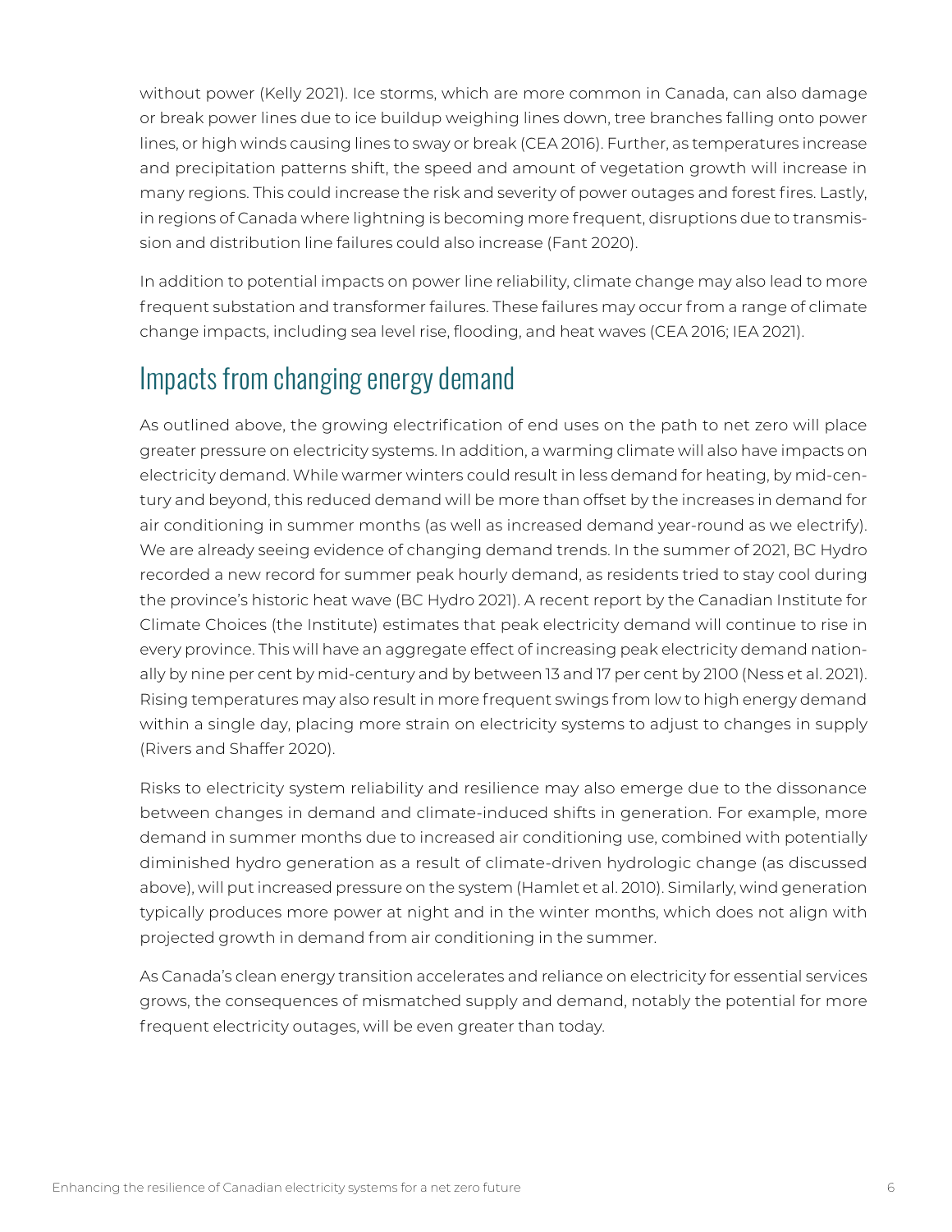without power (Kelly 2021). Ice storms, which are more common in Canada, can also damage or break power lines due to ice buildup weighing lines down, tree branches falling onto power lines, or high winds causing lines to sway or break (CEA 2016). Further, as temperatures increase and precipitation patterns shift, the speed and amount of vegetation growth will increase in many regions. This could increase the risk and severity of power outages and forest fires. Lastly, in regions of Canada where lightning is becoming more frequent, disruptions due to transmission and distribution line failures could also increase (Fant 2020).

In addition to potential impacts on power line reliability, climate change may also lead to more frequent substation and transformer failures. These failures may occur from a range of climate change impacts, including sea level rise, flooding, and heat waves (CEA 2016; IEA 2021).

## Impacts from changing energy demand

As outlined above, the growing electrification of end uses on the path to net zero will place greater pressure on electricity systems. In addition, a warming climate will also have impacts on electricity demand. While warmer winters could result in less demand for heating, by mid-century and beyond, this reduced demand will be more than offset by the increases in demand for air conditioning in summer months (as well as increased demand year-round as we electrify). We are already seeing evidence of changing demand trends. In the summer of 2021, BC Hydro recorded a new record for summer peak hourly demand, as residents tried to stay cool during the province's historic heat wave (BC Hydro 2021). A recent report by the Canadian Institute for Climate Choices (the Institute) estimates that peak electricity demand will continue to rise in every province. This will have an aggregate effect of increasing peak electricity demand nationally by nine per cent by mid-century and by between 13 and 17 per cent by 2100 (Ness et al. 2021). Rising temperatures may also result in more frequent swings from low to high energy demand within a single day, placing more strain on electricity systems to adjust to changes in supply (Rivers and Shaffer 2020).

Risks to electricity system reliability and resilience may also emerge due to the dissonance between changes in demand and climate-induced shifts in generation. For example, more demand in summer months due to increased air conditioning use, combined with potentially diminished hydro generation as a result of climate-driven hydrologic change (as discussed above), will put increased pressure on the system (Hamlet et al. 2010). Similarly, wind generation typically produces more power at night and in the winter months, which does not align with projected growth in demand from air conditioning in the summer.

As Canada's clean energy transition accelerates and reliance on electricity for essential services grows, the consequences of mismatched supply and demand, notably the potential for more frequent electricity outages, will be even greater than today.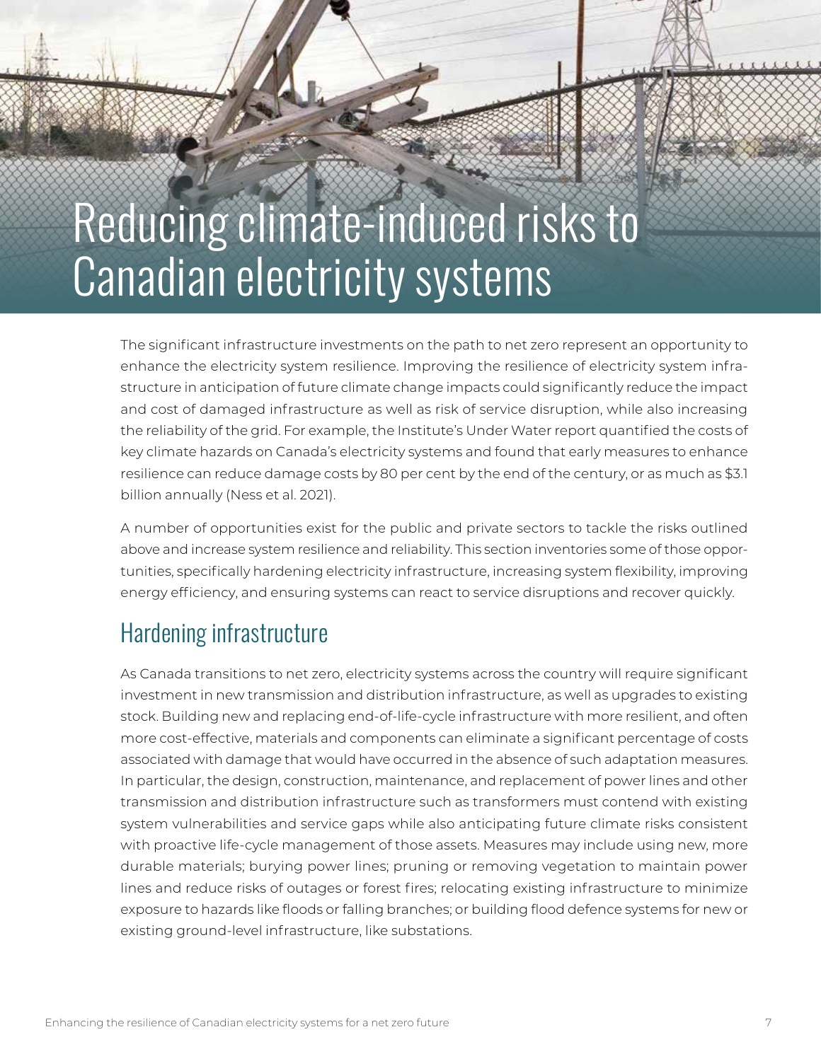# Reducing climate-induced risks to Canadian electricity systems

The significant infrastructure investments on the path to net zero represent an opportunity to enhance the electricity system resilience. Improving the resilience of electricity system infrastructure in anticipation of future climate change impacts could significantly reduce the impact and cost of damaged infrastructure as well as risk of service disruption, while also increasing the reliability of the grid. For example, the Institute's Under Water report quantified the costs of key climate hazards on Canada's electricity systems and found that early measures to enhance resilience can reduce damage costs by 80 per cent by the end of the century, or as much as $3.1 billion annually (Ness et al. 2021).

A number of opportunities exist for the public and private sectors to tackle the risks outlined above and increase system resilience and reliability. This section inventories some of those opportunities, specifically hardening electricity infrastructure, increasing system flexibility, improving energy efficiency, and ensuring systems can react to service disruptions and recover quickly.

## Hardening infrastructure

As Canada transitions to net zero, electricity systems across the country will require significant investment in new transmission and distribution infrastructure, as well as upgrades to existing stock. Building new and replacing end-of-life-cycle infrastructure with more resilient, and often more cost-effective, materials and components can eliminate a significant percentage of costs associated with damage that would have occurred in the absence of such adaptation measures. In particular, the design, construction, maintenance, and replacement of power lines and other transmission and distribution infrastructure such as transformers must contend with existing system vulnerabilities and service gaps while also anticipating future climate risks consistent with proactive life-cycle management of those assets. Measures may include using new, more durable materials; burying power lines; pruning or removing vegetation to maintain power lines and reduce risks of outages or forest fires; relocating existing infrastructure to minimize exposure to hazards like floods or falling branches; or building flood defence systems for new or existing ground-level infrastructure, like substations.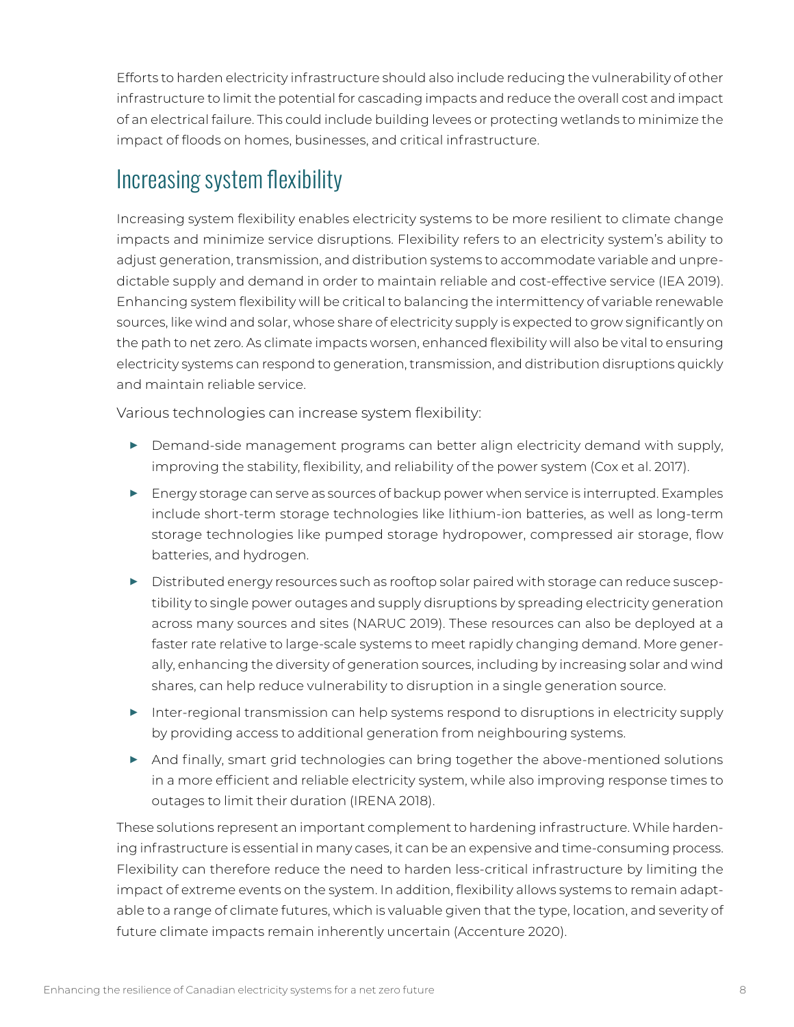Efforts to harden electricity infrastructure should also include reducing the vulnerability of other infrastructure to limit the potential for cascading impacts and reduce the overall cost and impact of an electrical failure. This could include building levees or protecting wetlands to minimize the impact of floods on homes, businesses, and critical infrastructure.

## Increasing system flexibility

Increasing system flexibility enables electricity systems to be more resilient to climate change impacts and minimize service disruptions. Flexibility refers to an electricity system's ability to adjust generation, transmission, and distribution systems to accommodate variable and unpredictable supply and demand in order to maintain reliable and cost-effective service (IEA 2019). Enhancing system flexibility will be critical to balancing the intermittency of variable renewable sources, like wind and solar, whose share of electricity supply is expected to grow significantly on the path to net zero. As climate impacts worsen, enhanced flexibility will also be vital to ensuring electricity systems can respond to generation, transmission, and distribution disruptions quickly and maintain reliable service.

Various technologies can increase system flexibility:

- Demand-side management programs can better align electricity demand with supply, improving the stability, flexibility, and reliability of the power system (Cox et al. 2017).
- Energy storage can serve as sources of backup power when service is interrupted. Examples include short-term storage technologies like lithium-ion batteries, as well as long-term storage technologies like pumped storage hydropower, compressed air storage, flow batteries, and hydrogen.
- Distributed energy resources such as rooftop solar paired with storage can reduce susceptibility to single power outages and supply disruptions by spreading electricity generation across many sources and sites (NARUC 2019). These resources can also be deployed at a faster rate relative to large-scale systems to meet rapidly changing demand. More generally, enhancing the diversity of generation sources, including by increasing solar and wind shares, can help reduce vulnerability to disruption in a single generation source.
- Inter-regional transmission can help systems respond to disruptions in electricity supply by providing access to additional generation from neighbouring systems.
- And finally, smart grid technologies can bring together the above-mentioned solutions in a more efficient and reliable electricity system, while also improving response times to outages to limit their duration (IRENA 2018).

These solutions represent an important complement to hardening infrastructure. While hardening infrastructure is essential in many cases, it can be an expensive and time-consuming process. Flexibility can therefore reduce the need to harden less-critical infrastructure by limiting the impact of extreme events on the system. In addition, flexibility allows systems to remain adaptable to a range of climate futures, which is valuable given that the type, location, and severity of future climate impacts remain inherently uncertain (Accenture 2020).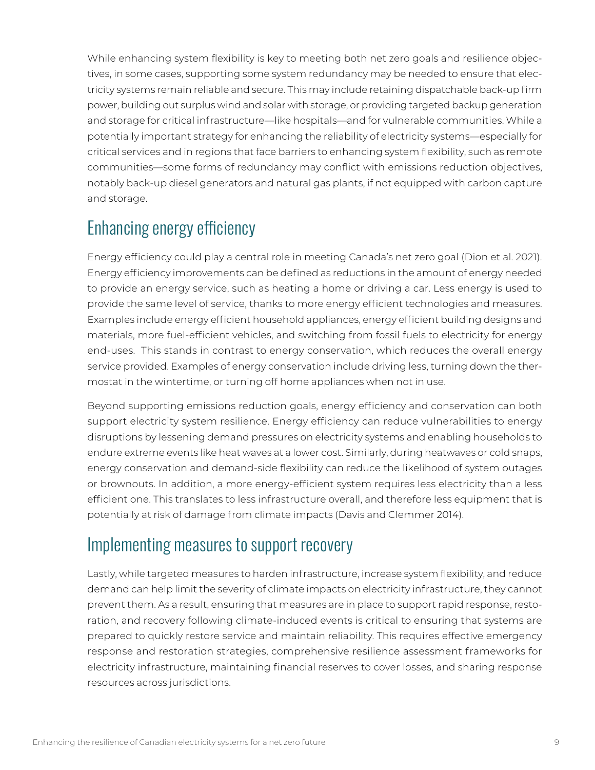While enhancing system flexibility is key to meeting both net zero goals and resilience objectives, in some cases, supporting some system redundancy may be needed to ensure that electricity systems remain reliable and secure. This may include retaining dispatchable back-up firm power, building out surplus wind and solar with storage, or providing targeted backup generation and storage for critical infrastructure—like hospitals—and for vulnerable communities. While a potentially important strategy for enhancing the reliability of electricity systems—especially for critical services and in regions that face barriers to enhancing system flexibility, such as remote communities—some forms of redundancy may conflict with emissions reduction objectives, notably back-up diesel generators and natural gas plants, if not equipped with carbon capture and storage.

## Enhancing energy efficiency

Energy efficiency could play a central role in meeting Canada's net zero goal (Dion et al. 2021). Energy efficiency improvements can be defined as reductions in the amount of energy needed to provide an energy service, such as heating a home or driving a car. Less energy is used to provide the same level of service, thanks to more energy efficient technologies and measures. Examples include energy efficient household appliances, energy efficient building designs and materials, more fuel-efficient vehicles, and switching from fossil fuels to electricity for energy end-uses. This stands in contrast to energy conservation, which reduces the overall energy service provided. Examples of energy conservation include driving less, turning down the thermostat in the wintertime, or turning off home appliances when not in use.

Beyond supporting emissions reduction goals, energy efficiency and conservation can both support electricity system resilience. Energy efficiency can reduce vulnerabilities to energy disruptions by lessening demand pressures on electricity systems and enabling households to endure extreme events like heat waves at a lower cost. Similarly, during heatwaves or cold snaps, energy conservation and demand-side flexibility can reduce the likelihood of system outages or brownouts. In addition, a more energy-efficient system requires less electricity than a less efficient one. This translates to less infrastructure overall, and therefore less equipment that is potentially at risk of damage from climate impacts (Davis and Clemmer 2014).

## Implementing measures to support recovery

Lastly, while targeted measures to harden infrastructure, increase system flexibility, and reduce demand can help limit the severity of climate impacts on electricity infrastructure, they cannot prevent them. As a result, ensuring that measures are in place to support rapid response, restoration, and recovery following climate-induced events is critical to ensuring that systems are prepared to quickly restore service and maintain reliability. This requires effective emergency response and restoration strategies, comprehensive resilience assessment frameworks for electricity infrastructure, maintaining financial reserves to cover losses, and sharing response resources across jurisdictions.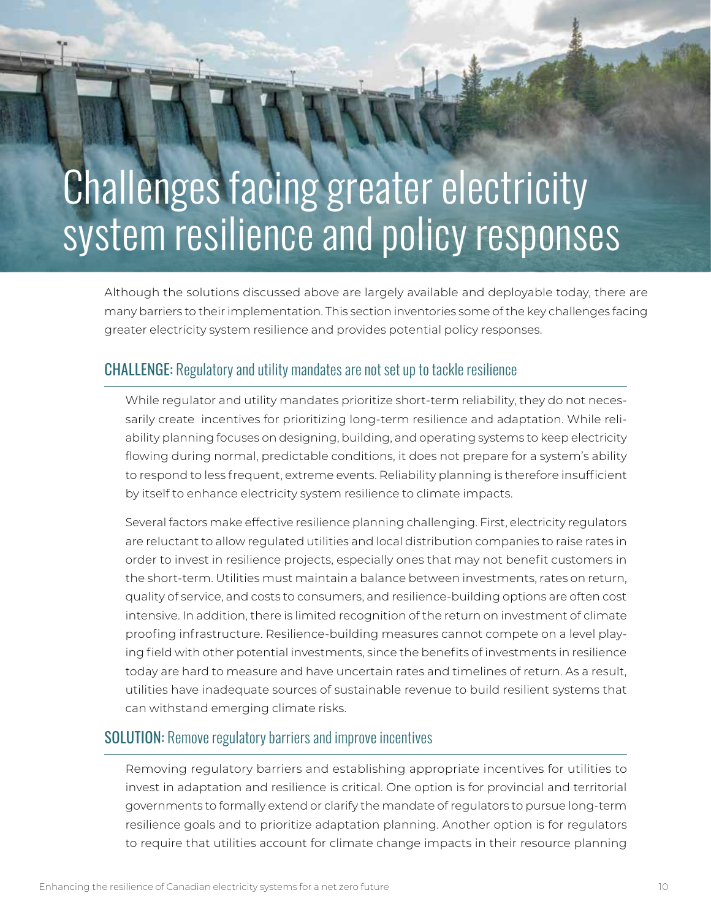# Challenges facing greater electricity system resilience and policy responses

Although the solutions discussed above are largely available and deployable today, there are many barriers to their implementation. This section inventories some of the key challenges facing greater electricity system resilience and provides potential policy responses.

## CHALLENGE: Regulatory and utility mandates are not set up to tackle resilience

While regulator and utility mandates prioritize short-term reliability, they do not necessarily create incentives for prioritizing long-term resilience and adaptation. While reliability planning focuses on designing, building, and operating systems to keep electricity flowing during normal, predictable conditions, it does not prepare for a system's ability to respond to less frequent, extreme events. Reliability planning is therefore insufficient by itself to enhance electricity system resilience to climate impacts.

Several factors make effective resilience planning challenging. First, electricity regulators are reluctant to allow regulated utilities and local distribution companies to raise rates in order to invest in resilience projects, especially ones that may not benefit customers in the short-term. Utilities must maintain a balance between investments, rates on return, quality of service, and costs to consumers, and resilience-building options are often cost intensive. In addition, there is limited recognition of the return on investment of climate proofing infrastructure. Resilience-building measures cannot compete on a level playing field with other potential investments, since the benefits of investments in resilience today are hard to measure and have uncertain rates and timelines of return. As a result, utilities have inadequate sources of sustainable revenue to build resilient systems that can withstand emerging climate risks.

## SOLUTION: Remove regulatory barriers and improve incentives

Removing regulatory barriers and establishing appropriate incentives for utilities to invest in adaptation and resilience is critical. One option is for provincial and territorial governments to formally extend or clarify the mandate of regulators to pursue long-term resilience goals and to prioritize adaptation planning. Another option is for regulators to require that utilities account for climate change impacts in their resource planning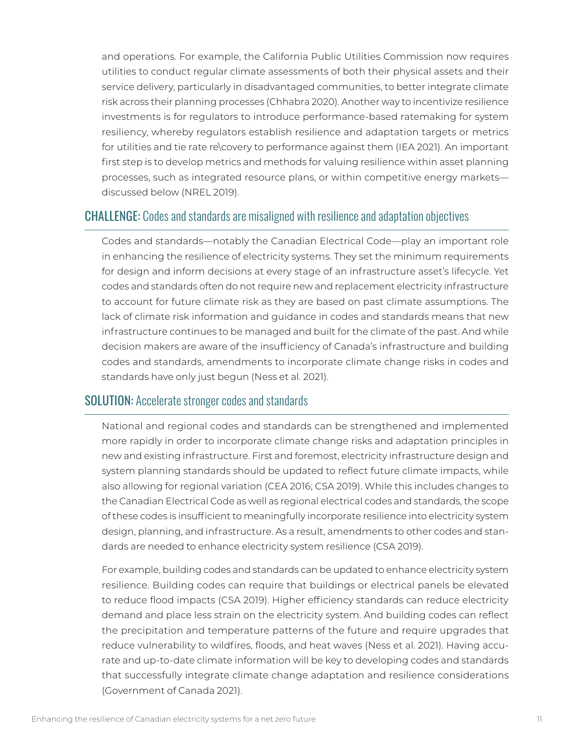and operations. For example, the California Public Utilities Commission now requires utilities to conduct regular climate assessments of both their physical assets and their service delivery, particularly in disadvantaged communities, to better integrate climate risk across their planning processes (Chhabra 2020). Another way to incentivize resilience investments is for regulators to introduce performance-based ratemaking for system resiliency, whereby regulators establish resilience and adaptation targets or metrics for utilities and tie rate re\covery to performance against them (IEA 2021). An important first step is to develop metrics and methods for valuing resilience within asset planning processes, such as integrated resource plans, or within competitive energy markets—discussed below (NREL 2019).

## CHALLENGE: Codes and standards are misaligned with resilience and adaptation objectives

Codes and standards—notably the Canadian Electrical Code—play an important role in enhancing the resilience of electricity systems. They set the minimum requirements for design and inform decisions at every stage of an infrastructure asset's lifecycle. Yet codes and standards often do not require new and replacement electricity infrastructure to account for future climate risk as they are based on past climate assumptions. The lack of climate risk information and guidance in codes and standards means that new infrastructure continues to be managed and built for the climate of the past. And while decision makers are aware of the insufficiency of Canada's infrastructure and building codes and standards, amendments to incorporate climate change risks in codes and standards have only just begun (Ness et al. 2021).

## SOLUTION: Accelerate stronger codes and standards

National and regional codes and standards can be strengthened and implemented more rapidly in order to incorporate climate change risks and adaptation principles in new and existing infrastructure. First and foremost, electricity infrastructure design and system planning standards should be updated to reflect future climate impacts, while also allowing for regional variation (CEA 2016; CSA 2019). While this includes changes to the Canadian Electrical Code as well as regional electrical codes and standards, the scope of these codes is insufficient to meaningfully incorporate resilience into electricity system design, planning, and infrastructure. As a result, amendments to other codes and standards are needed to enhance electricity system resilience (CSA 2019).

For example, building codes and standards can be updated to enhance electricity system resilience. Building codes can require that buildings or electrical panels be elevated to reduce flood impacts (CSA 2019). Higher efficiency standards can reduce electricity demand and place less strain on the electricity system. And building codes can reflect the precipitation and temperature patterns of the future and require upgrades that reduce vulnerability to wildfires, floods, and heat waves (Ness et al. 2021). Having accurate and up-to-date climate information will be key to developing codes and standards that successfully integrate climate change adaptation and resilience considerations (Government of Canada 2021).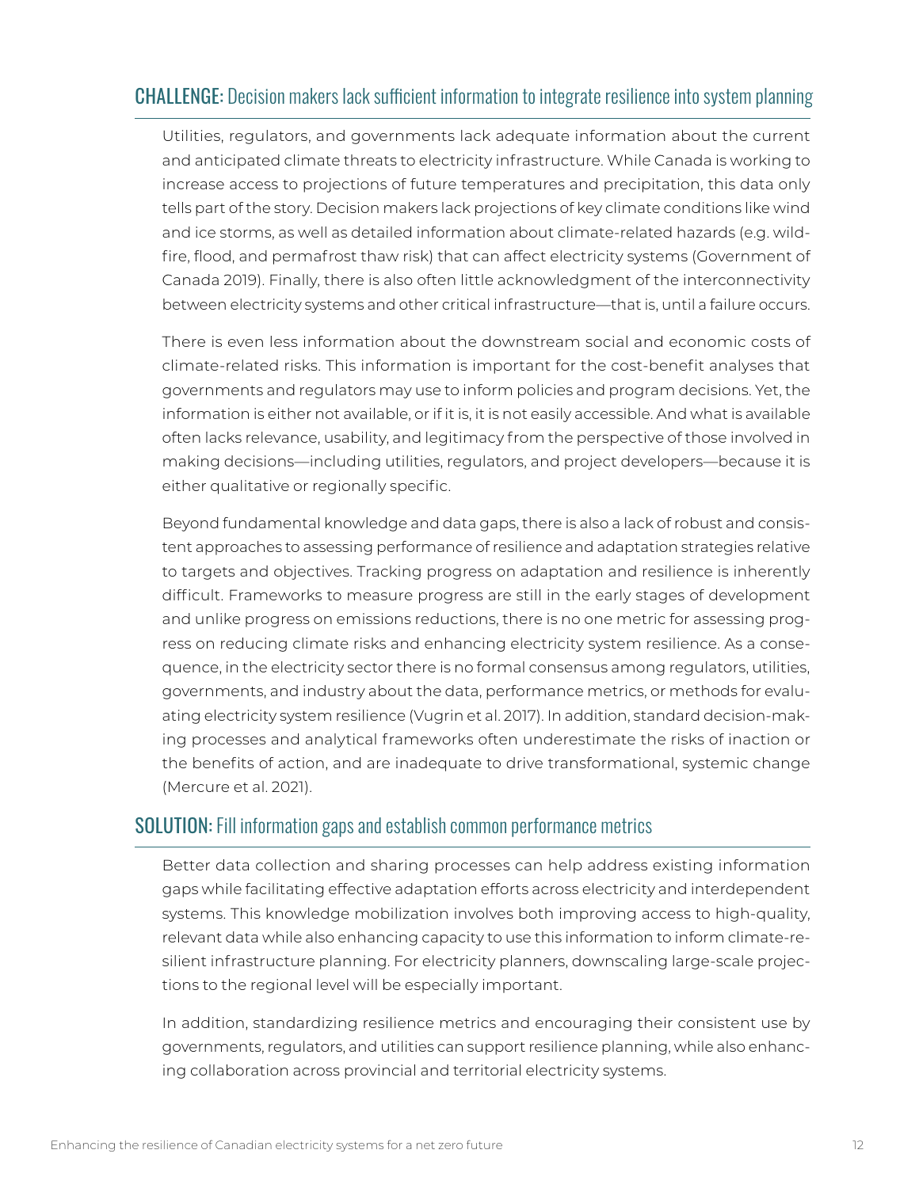## CHALLENGE: Decision makers lack sufficient information to integrate resilience into system planning

Utilities, regulators, and governments lack adequate information about the current and anticipated climate threats to electricity infrastructure. While Canada is working to increase access to projections of future temperatures and precipitation, this data only tells part of the story. Decision makers lack projections of key climate conditions like wind and ice storms, as well as detailed information about climate-related hazards (e.g. wildfire, flood, and permafrost thaw risk) that can affect electricity systems (Government of Canada 2019). Finally, there is also often little acknowledgment of the interconnectivity between electricity systems and other critical infrastructure—that is, until a failure occurs.

There is even less information about the downstream social and economic costs of climate-related risks. This information is important for the cost-benefit analyses that governments and regulators may use to inform policies and program decisions. Yet, the information is either not available, or if it is, it is not easily accessible. And what is available often lacks relevance, usability, and legitimacy from the perspective of those involved in making decisions—including utilities, regulators, and project developers—because it is either qualitative or regionally specific.

Beyond fundamental knowledge and data gaps, there is also a lack of robust and consistent approaches to assessing performance of resilience and adaptation strategies relative to targets and objectives. Tracking progress on adaptation and resilience is inherently difficult. Frameworks to measure progress are still in the early stages of development and unlike progress on emissions reductions, there is no one metric for assessing progress on reducing climate risks and enhancing electricity system resilience. As a consequence, in the electricity sector there is no formal consensus among regulators, utilities, governments, and industry about the data, performance metrics, or methods for evaluating electricity system resilience (Vugrin et al. 2017). In addition, standard decision-making processes and analytical frameworks often underestimate the risks of inaction or the benefits of action, and are inadequate to drive transformational, systemic change (Mercure et al. 2021).

## SOLUTION: Fill information gaps and establish common performance metrics

Better data collection and sharing processes can help address existing information gaps while facilitating effective adaptation efforts across electricity and interdependent systems. This knowledge mobilization involves both improving access to high-quality, relevant data while also enhancing capacity to use this information to inform climate-resilient infrastructure planning. For electricity planners, downscaling large-scale projections to the regional level will be especially important.

In addition, standardizing resilience metrics and encouraging their consistent use by governments, regulators, and utilities can support resilience planning, while also enhancing collaboration across provincial and territorial electricity systems.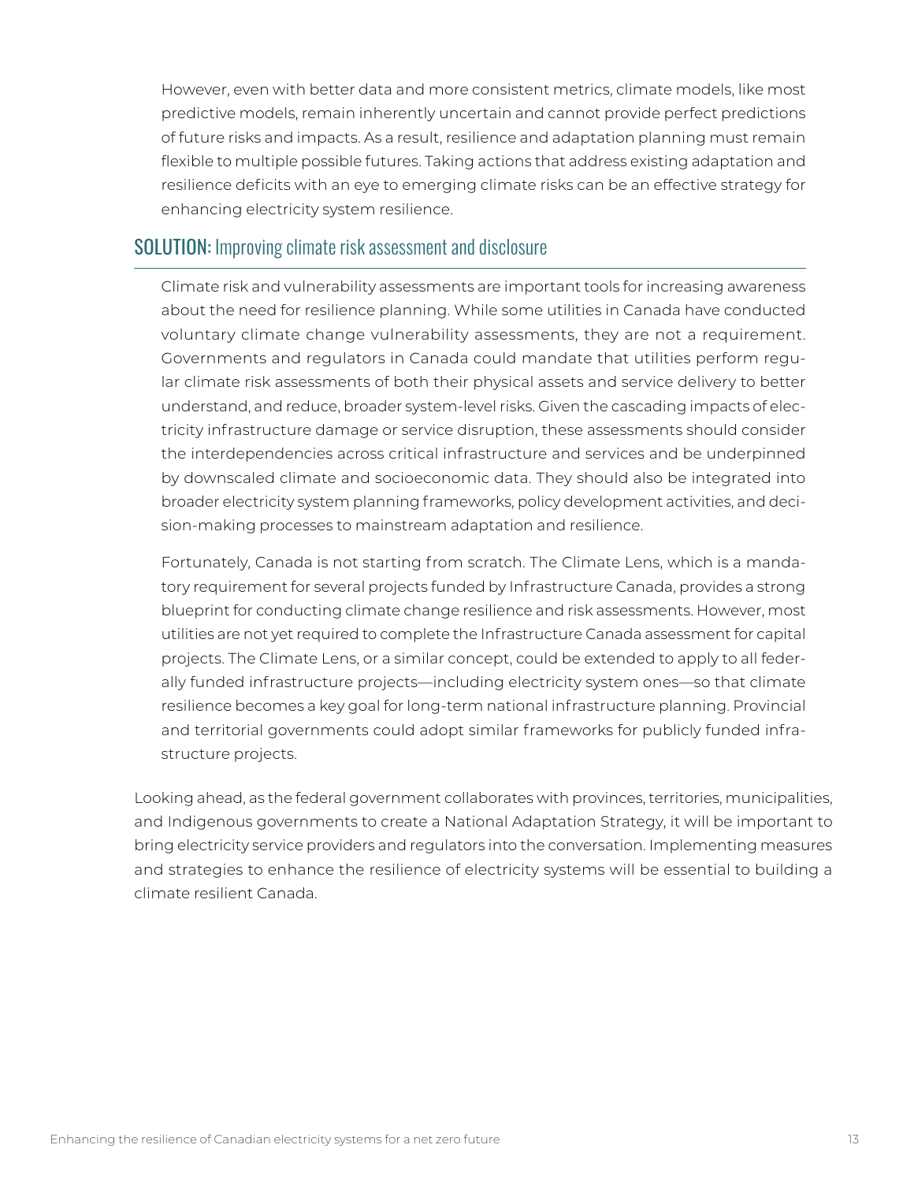However, even with better data and more consistent metrics, climate models, like most predictive models, remain inherently uncertain and cannot provide perfect predictions of future risks and impacts. As a result, resilience and adaptation planning must remain flexible to multiple possible futures. Taking actions that address existing adaptation and resilience deficits with an eye to emerging climate risks can be an effective strategy for enhancing electricity system resilience.

## SOLUTION: Improving climate risk assessment and disclosure

Climate risk and vulnerability assessments are important tools for increasing awareness about the need for resilience planning. While some utilities in Canada have conducted voluntary climate change vulnerability assessments, they are not a requirement. Governments and regulators in Canada could mandate that utilities perform regular climate risk assessments of both their physical assets and service delivery to better understand, and reduce, broader system-level risks. Given the cascading impacts of electricity infrastructure damage or service disruption, these assessments should consider the interdependencies across critical infrastructure and services and be underpinned by downscaled climate and socioeconomic data. They should also be integrated into broader electricity system planning frameworks, policy development activities, and decision-making processes to mainstream adaptation and resilience.

Fortunately, Canada is not starting from scratch. The Climate Lens, which is a mandatory requirement for several projects funded by Infrastructure Canada, provides a strong blueprint for conducting climate change resilience and risk assessments. However, most utilities are not yet required to complete the Infrastructure Canada assessment for capital projects. The Climate Lens, or a similar concept, could be extended to apply to all federally funded infrastructure projects—including electricity system ones—so that climate resilience becomes a key goal for long-term national infrastructure planning. Provincial and territorial governments could adopt similar frameworks for publicly funded infrastructure projects.

Looking ahead, as the federal government collaborates with provinces, territories, municipalities, and Indigenous governments to create a National Adaptation Strategy, it will be important to bring electricity service providers and regulators into the conversation. Implementing measures and strategies to enhance the resilience of electricity systems will be essential to building a climate resilient Canada.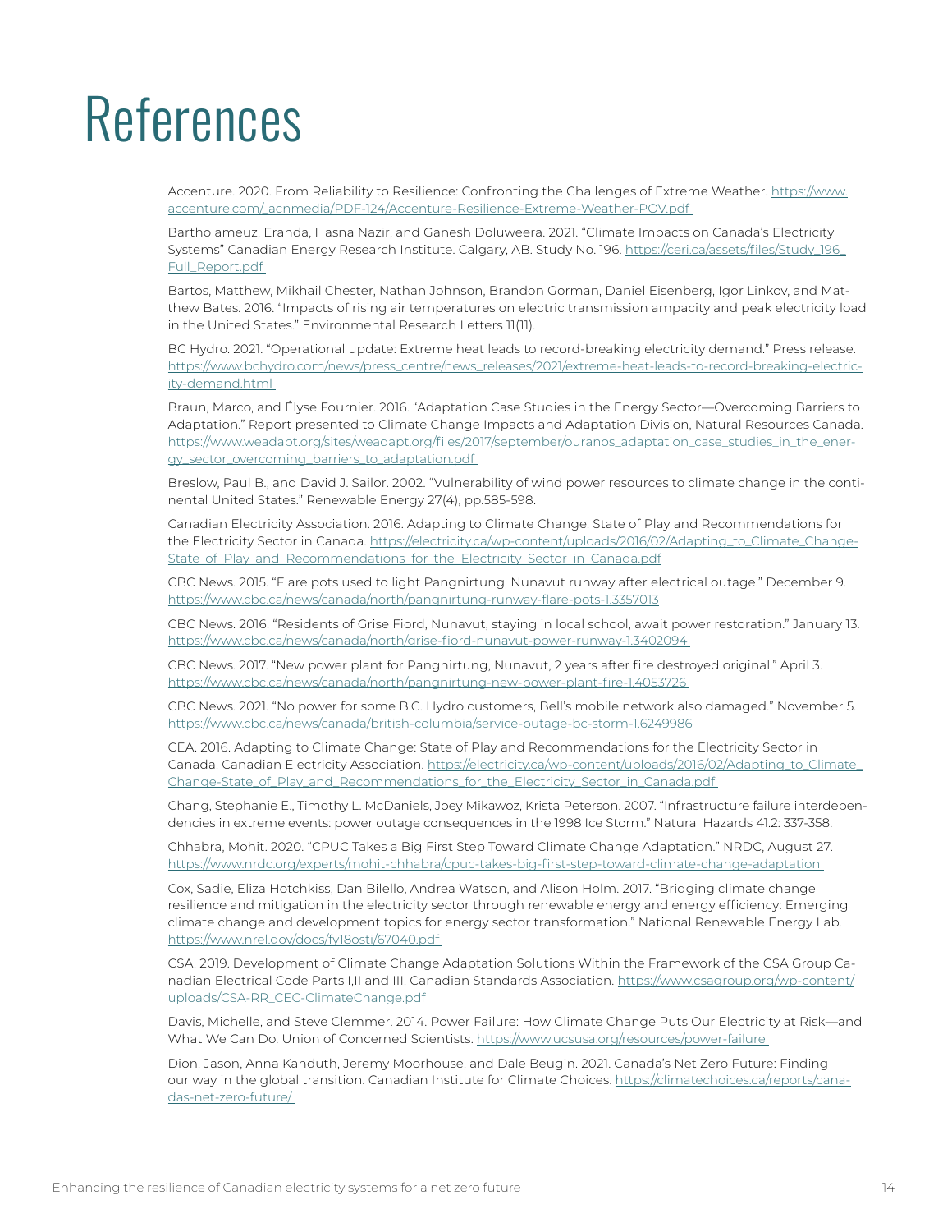# References

Accenture. 2020. From Reliability to Resilience: Confronting the Challenges of Extreme Weather. https://www.accenture.com/_acnmedia/PDF-124/Accenture-Resilience-Extreme-Weather-POV.pdf

Bartholameuz, Eranda, Hasna Nazir, and Ganesh Doluweera. 2021. "Climate Impacts on Canada's Electricity Systems" Canadian Energy Research Institute. Calgary, AB. Study No. 196. https://ceri.ca/assets/files/Study_196_Full_Report.pdf

Bartos, Matthew, Mikhail Chester, Nathan Johnson, Brandon Gorman, Daniel Eisenberg, Igor Linkov, and Matthew Bates. 2016. "Impacts of rising air temperatures on electric transmission ampacity and peak electricity load in the United States." Environmental Research Letters 11(11).

BC Hydro. 2021. "Operational update: Extreme heat leads to record-breaking electricity demand." Press release. https://www.bchydro.com/news/press_centre/news_releases/2021/extreme-heat-leads-to-record-breaking-electricity-demand.html

Braun, Marco, and Élyse Fournier. 2016. "Adaptation Case Studies in the Energy Sector—Overcoming Barriers to Adaptation." Report presented to Climate Change Impacts and Adaptation Division, Natural Resources Canada. https://www.weadapt.org/sites/weadapt.org/files/2017/september/ouranos_adaptation_case_studies_in_the_energy_sector_overcoming_barriers_to_adaptation.pdf

Breslow, Paul B., and David J. Sailor. 2002. "Vulnerability of wind power resources to climate change in the continental United States." Renewable Energy 27(4), pp.585-598.

Canadian Electricity Association. 2016. Adapting to Climate Change: State of Play and Recommendations for the Electricity Sector in Canada. https://electricity.ca/wp-content/uploads/2016/02/Adapting_to_Climate_Change-State_of_Play_and_Recommendations_for_the_Electricity_Sector_in_Canada.pdf

CBC News. 2015. "Flare pots used to light Pangnirtung, Nunavut runway after electrical outage." December 9. https://www.cbc.ca/news/canada/north/pangnirtung-runway-flare-pots-1.3357013

CBC News. 2016. "Residents of Grise Fiord, Nunavut, staying in local school, await power restoration." January 13. https://www.cbc.ca/news/canada/north/grise-fiord-nunavut-power-runway-1.3402094

CBC News. 2017. "New power plant for Pangnirtung, Nunavut, 2 years after fire destroyed original." April 3. https://www.cbc.ca/news/canada/north/pangnirtung-new-power-plant-fire-1.4053726

CBC News. 2021. "No power for some B.C. Hydro customers, Bell's mobile network also damaged." November 5. https://www.cbc.ca/news/canada/british-columbia/service-outage-bc-storm-1.6249986

CEA. 2016. Adapting to Climate Change: State of Play and Recommendations for the Electricity Sector in Canada. Canadian Electricity Association. https://electricity.ca/wp-content/uploads/2016/02/Adapting_to_Climate_Change-State_of_Play_and_Recommendations_for_the_Electricity_Sector_in_Canada.pdf

Chang, Stephanie E., Timothy L. McDaniels, Joey Mikawoz, Krista Peterson. 2007. "Infrastructure failure interdependencies in extreme events: power outage consequences in the 1998 Ice Storm." Natural Hazards 41.2: 337-358.

Chhabra, Mohit. 2020. "CPUC Takes a Big First Step Toward Climate Change Adaptation." NRDC, August 27. https://www.nrdc.org/experts/mohit-chhabra/cpuc-takes-big-first-step-toward-climate-change-adaptation

Cox, Sadie, Eliza Hotchkiss, Dan Bilello, Andrea Watson, and Alison Holm. 2017. "Bridging climate change resilience and mitigation in the electricity sector through renewable energy and energy efficiency: Emerging climate change and development topics for energy sector transformation." National Renewable Energy Lab. https://www.nrel.gov/docs/fy18osti/67040.pdf

CSA. 2019. Development of Climate Change Adaptation Solutions Within the Framework of the CSA Group Canadian Electrical Code Parts I,II and III. Canadian Standards Association. https://www.csagroup.org/wp-content/uploads/CSA-RR_CEC-ClimateChange.pdf

Davis, Michelle, and Steve Clemmer. 2014. Power Failure: How Climate Change Puts Our Electricity at Risk—and What We Can Do. Union of Concerned Scientists. https://www.ucsusa.org/resources/power-failure

Dion, Jason, Anna Kanduth, Jeremy Moorhouse, and Dale Beugin. 2021. Canada's Net Zero Future: Finding our way in the global transition. Canadian Institute for Climate Choices. https://climatechoices.ca/reports/canadas-net-zero-future/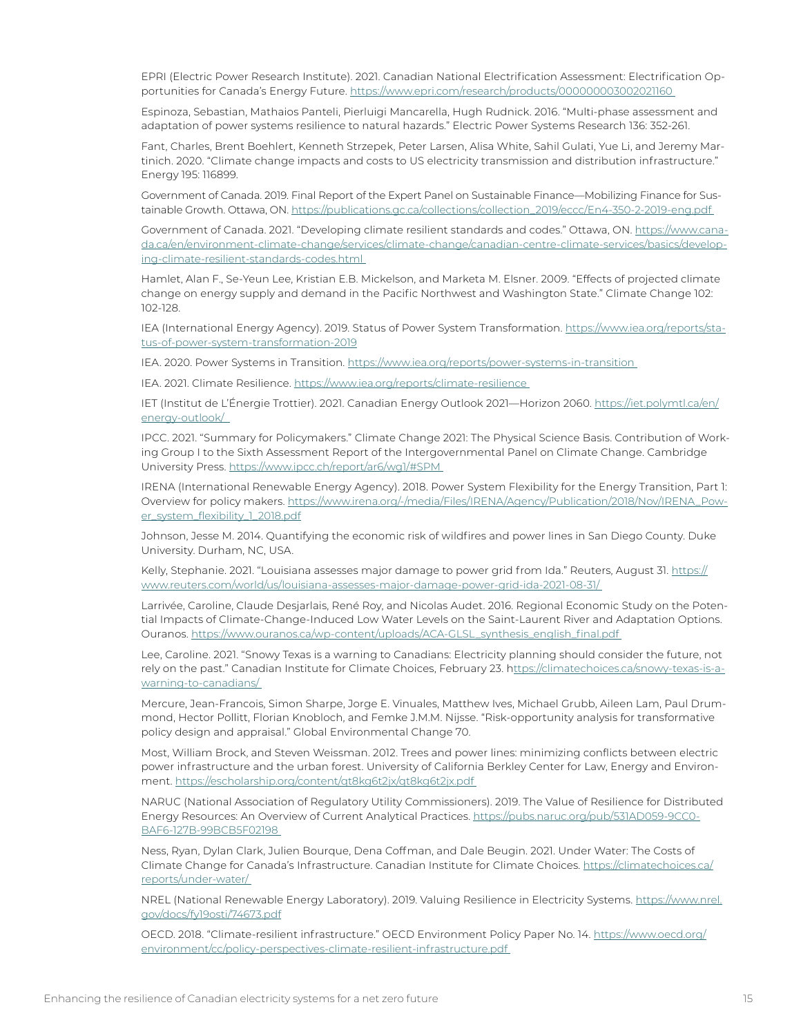EPRI (Electric Power Research Institute). 2021. Canadian National Electrification Assessment: Electrification Opportunities for Canada's Energy Future. https://www.epri.com/research/products/000000003002021160

Espinoza, Sebastian, Mathaios Panteli, Pierluigi Mancarella, Hugh Rudnick. 2016. "Multi-phase assessment and adaptation of power systems resilience to natural hazards." Electric Power Systems Research 136: 352-261.

Fant, Charles, Brent Boehlert, Kenneth Strzepek, Peter Larsen, Alisa White, Sahil Gulati, Yue Li, and Jeremy Martinich. 2020. "Climate change impacts and costs to US electricity transmission and distribution infrastructure." Energy 195: 116899.

Government of Canada. 2019. Final Report of the Expert Panel on Sustainable Finance—Mobilizing Finance for Sustainable Growth. Ottawa, ON. https://publications.gc.ca/collections/collection_2019/eccc/En4-350-2-2019-eng.pdf

Government of Canada. 2021. "Developing climate resilient standards and codes." Ottawa, ON. https://www.canada.ca/en/environment-climate-change/services/climate-change/canadian-centre-climate-services/basics/developing-climate-resilient-standards-codes.html

Hamlet, Alan F., Se-Yeun Lee, Kristian E.B. Mickelson, and Marketa M. Elsner. 2009. "Effects of projected climate change on energy supply and demand in the Pacific Northwest and Washington State." Climate Change 102: 102-128.

IEA (International Energy Agency). 2019. Status of Power System Transformation. https://www.iea.org/reports/status-of-power-system-transformation-2019

IEA. 2020. Power Systems in Transition. https://www.iea.org/reports/power-systems-in-transition

IEA. 2021. Climate Resilience. https://www.iea.org/reports/climate-resilience

IET (Institut de L'Énergie Trottier). 2021. Canadian Energy Outlook 2021—Horizon 2060. https://iet.polymtl.ca/en/energy-outlook/

IPCC. 2021. "Summary for Policymakers." Climate Change 2021: The Physical Science Basis. Contribution of Working Group I to the Sixth Assessment Report of the Intergovernmental Panel on Climate Change. Cambridge University Press. https://www.ipcc.ch/report/ar6/wg1/#SPM

IRENA (International Renewable Energy Agency). 2018. Power System Flexibility for the Energy Transition, Part 1: Overview for policy makers. https://www.irena.org/-/media/Files/IRENA/Agency/Publication/2018/Nov/IRENA_Power_system_flexibility_1_2018.pdf

Johnson, Jesse M. 2014. Quantifying the economic risk of wildfires and power lines in San Diego County. Duke University. Durham, NC, USA.

Kelly, Stephanie. 2021. "Louisiana assesses major damage to power grid from Ida." Reuters, August 31. https://www.reuters.com/world/us/louisiana-assesses-major-damage-power-grid-ida-2021-08-31/

Larrivée, Caroline, Claude Desjarlais, René Roy, and Nicolas Audet. 2016. Regional Economic Study on the Potential Impacts of Climate-Change-Induced Low Water Levels on the Saint-Laurent River and Adaptation Options. Ouranos. https://www.ouranos.ca/wp-content/uploads/ACA-GLSL_synthesis_english_final.pdf

Lee, Caroline. 2021. "Snowy Texas is a warning to Canadians: Electricity planning should consider the future, not rely on the past." Canadian Institute for Climate Choices, February 23. https://climatechoices.ca/snowy-texas-is-a-warning-to-canadians/

Mercure, Jean-Francois, Simon Sharpe, Jorge E. Vinuales, Matthew Ives, Michael Grubb, Aileen Lam, Paul Drummond, Hector Pollitt, Florian Knobloch, and Femke J.M.M. Nijsse. "Risk-opportunity analysis for transformative policy design and appraisal." Global Environmental Change 70.

Most, William Brock, and Steven Weissman. 2012. Trees and power lines: minimizing conflicts between electric power infrastructure and the urban forest. University of California Berkley Center for Law, Energy and Environment. https://escholarship.org/content/qt8kg6t2jx/qt8kg6t2jx.pdf

NARUC (National Association of Regulatory Utility Commissioners). 2019. The Value of Resilience for Distributed Energy Resources: An Overview of Current Analytical Practices. https://pubs.naruc.org/pub/531AD059-9CC0-BAF6-127B-99BCB5F02198

Ness, Ryan, Dylan Clark, Julien Bourque, Dena Coffman, and Dale Beugin. 2021. Under Water: The Costs of Climate Change for Canada's Infrastructure. Canadian Institute for Climate Choices. https://climatechoices.ca/reports/under-water/

NREL (National Renewable Energy Laboratory). 2019. Valuing Resilience in Electricity Systems. https://www.nrel.gov/docs/fy19osti/74673.pdf

OECD. 2018. "Climate-resilient infrastructure." OECD Environment Policy Paper No. 14. https://www.oecd.org/environment/cc/policy-perspectives-climate-resilient-infrastructure.pdf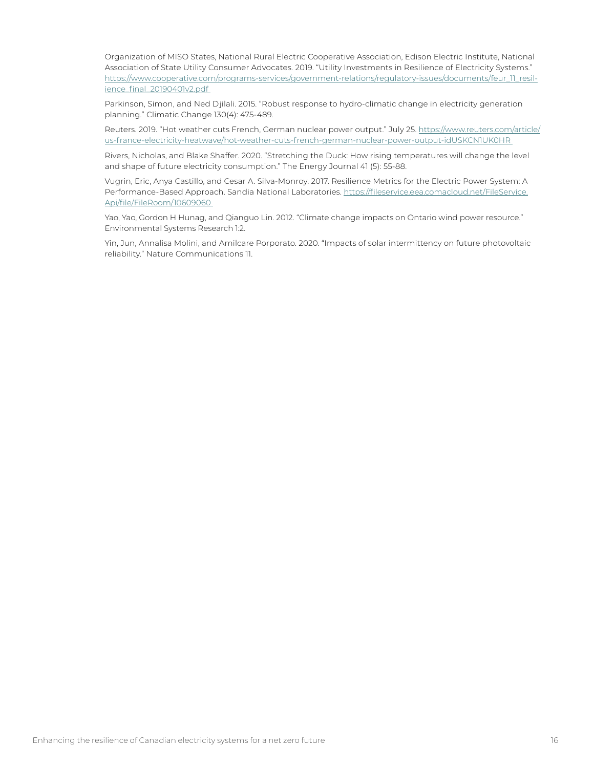Organization of MISO States, National Rural Electric Cooperative Association, Edison Electric Institute, National Association of State Utility Consumer Advocates. 2019. "Utility Investments in Resilience of Electricity Systems." https://www.cooperative.com/programs-services/government-relations/regulatory-issues/documents/feur_11_resilience_final_20190401v2.pdf

Parkinson, Simon, and Ned Djilali. 2015. "Robust response to hydro-climatic change in electricity generation planning." Climatic Change 130(4): 475-489.

Reuters. 2019. "Hot weather cuts French, German nuclear power output." July 25. https://www.reuters.com/article/us-france-electricity-heatwave/hot-weather-cuts-french-german-nuclear-power-output-idUSKCN1UK0HR

Rivers, Nicholas, and Blake Shaffer. 2020. "Stretching the Duck: How rising temperatures will change the level and shape of future electricity consumption." The Energy Journal 41 (5): 55-88.

Vugrin, Eric, Anya Castillo, and Cesar A. Silva-Monroy. 2017. Resilience Metrics for the Electric Power System: A Performance-Based Approach. Sandia National Laboratories. https://fileservice.eea.comacloud.net/FileService.Api/file/FileRoom/10609060

Yao, Yao, Gordon H Hunag, and Qianguo Lin. 2012. "Climate change impacts on Ontario wind power resource." Environmental Systems Research 1:2.

Yin, Jun, Annalisa Molini, and Amilcare Porporato. 2020. "Impacts of solar intermittency on future photovoltaic reliability." Nature Communications 11.